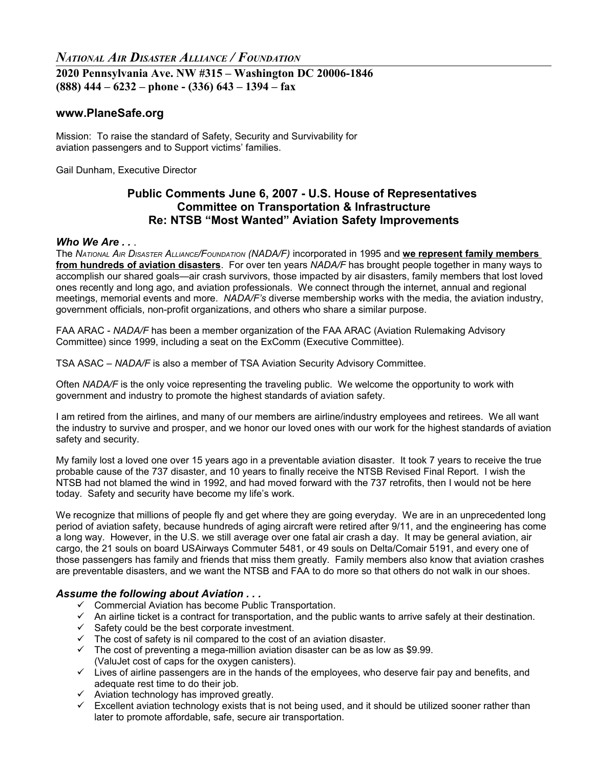# *National Air Disaster Alliance / Foundation*

**2020 Pennsylvania Ave. NW #315 – Washington DC 20006-1846**
**(888) 444 – 6232 – phone - (336) 643 – 1394 – fax**

## www.PlaneSafe.org

Mission: To raise the standard of Safety, Security and Survivability for aviation passengers and to Support victims' families.

Gail Dunham, Executive Director

## Public Comments June 6, 2007 - U.S. House of Representatives Committee on Transportation & Infrastructure Re: NTSB "Most Wanted" Aviation Safety Improvements

### *Who We Are . . .*

The *National Air Disaster Alliance/Foundation (NADA/F)* incorporated in 1995 and **we represent family members from hundreds of aviation disasters**. For over ten years *NADA/F* has brought people together in many ways to accomplish our shared goals—air crash survivors, those impacted by air disasters, family members that lost loved ones recently and long ago, and aviation professionals. We connect through the internet, annual and regional meetings, memorial events and more. *NADA/F's* diverse membership works with the media, the aviation industry, government officials, non-profit organizations, and others who share a similar purpose.

FAA ARAC - *NADA/F* has been a member organization of the FAA ARAC (Aviation Rulemaking Advisory Committee) since 1999, including a seat on the ExComm (Executive Committee).

TSA ASAC – *NADA/F* is also a member of TSA Aviation Security Advisory Committee.

Often *NADA/F* is the only voice representing the traveling public. We welcome the opportunity to work with government and industry to promote the highest standards of aviation safety.

I am retired from the airlines, and many of our members are airline/industry employees and retirees. We all want the industry to survive and prosper, and we honor our loved ones with our work for the highest standards of aviation safety and security.

My family lost a loved one over 15 years ago in a preventable aviation disaster. It took 7 years to receive the true probable cause of the 737 disaster, and 10 years to finally receive the NTSB Revised Final Report. I wish the NTSB had not blamed the wind in 1992, and had moved forward with the 737 retrofits, then I would not be here today. Safety and security have become my life's work.

We recognize that millions of people fly and get where they are going everyday. We are in an unprecedented long period of aviation safety, because hundreds of aging aircraft were retired after 9/11, and the engineering has come a long way. However, in the U.S. we still average over one fatal air crash a day. It may be general aviation, air cargo, the 21 souls on board USAirways Commuter 5481, or 49 souls on Delta/Comair 5191, and every one of those passengers has family and friends that miss them greatly. Family members also know that aviation crashes are preventable disasters, and we want the NTSB and FAA to do more so that others do not walk in our shoes.

### *Assume the following about Aviation . . .*

- ✓ Commercial Aviation has become Public Transportation.
- ✓ An airline ticket is a contract for transportation, and the public wants to arrive safely at their destination.
- ✓ Safety could be the best corporate investment.
- ✓ The cost of safety is nil compared to the cost of an aviation disaster.
- ✓ The cost of preventing a mega-million aviation disaster can be as low as $9.99. (ValuJet cost of caps for the oxygen canisters).
- ✓ Lives of airline passengers are in the hands of the employees, who deserve fair pay and benefits, and adequate rest time to do their job.
- ✓ Aviation technology has improved greatly.
- ✓ Excellent aviation technology exists that is not being used, and it should be utilized sooner rather than later to promote affordable, safe, secure air transportation.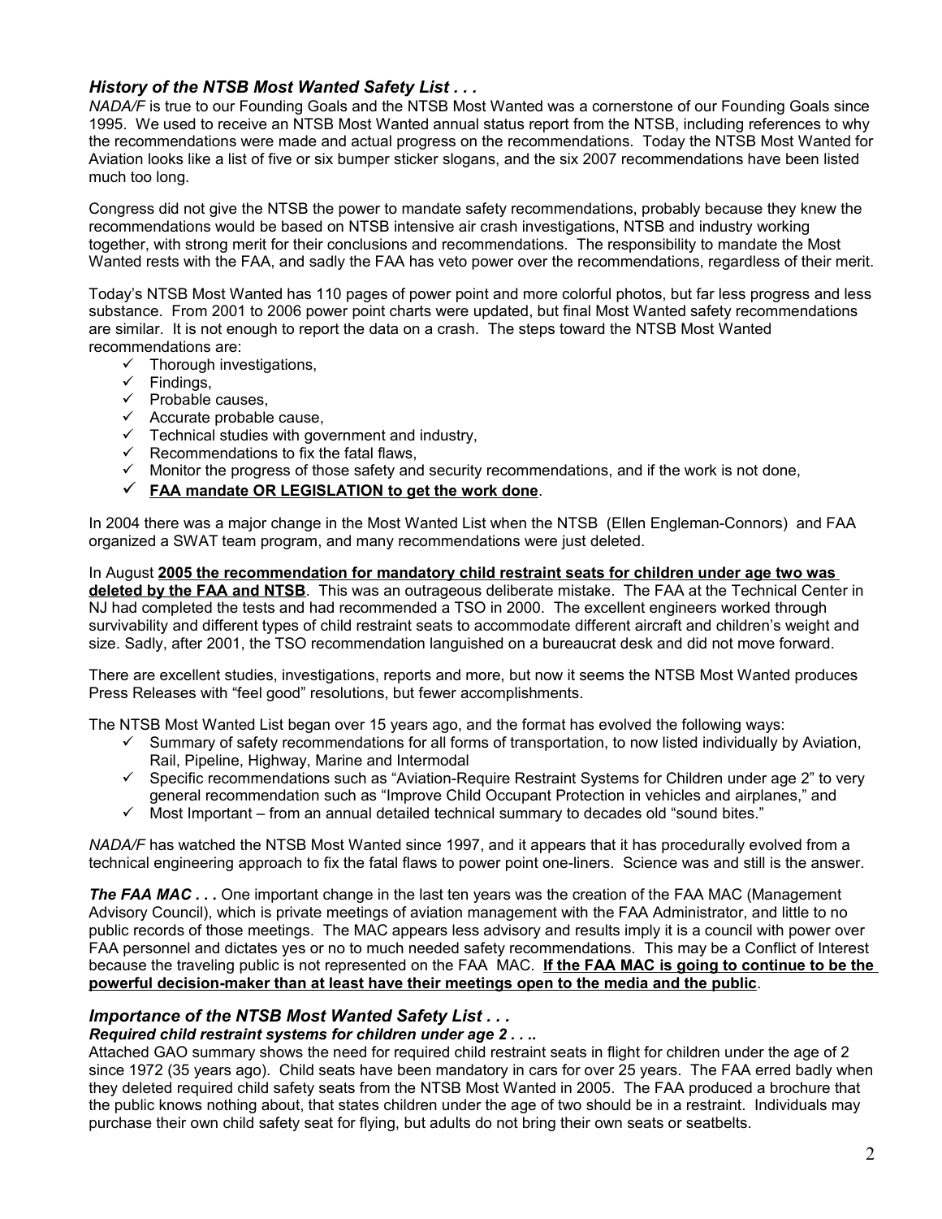### *History of the NTSB Most Wanted Safety List . . .*

*NADA/F* is true to our Founding Goals and the NTSB Most Wanted was a cornerstone of our Founding Goals since 1995. We used to receive an NTSB Most Wanted annual status report from the NTSB, including references to why the recommendations were made and actual progress on the recommendations. Today the NTSB Most Wanted for Aviation looks like a list of five or six bumper sticker slogans, and the six 2007 recommendations have been listed much too long.

Congress did not give the NTSB the power to mandate safety recommendations, probably because they knew the recommendations would be based on NTSB intensive air crash investigations, NTSB and industry working together, with strong merit for their conclusions and recommendations. The responsibility to mandate the Most Wanted rests with the FAA, and sadly the FAA has veto power over the recommendations, regardless of their merit.

Today's NTSB Most Wanted has 110 pages of power point and more colorful photos, but far less progress and less substance. From 2001 to 2006 power point charts were updated, but final Most Wanted safety recommendations are similar. It is not enough to report the data on a crash. The steps toward the NTSB Most Wanted recommendations are:

- ✓ Thorough investigations,
- ✓ Findings,
- ✓ Probable causes,
- ✓ Accurate probable cause,
- ✓ Technical studies with government and industry,
- ✓ Recommendations to fix the fatal flaws,
- ✓ Monitor the progress of those safety and security recommendations, and if the work is not done,
- ✓ **<u>FAA mandate OR LEGISLATION to get the work done</u>**.

In 2004 there was a major change in the Most Wanted List when the NTSB (Ellen Engleman-Connors) and FAA organized a SWAT team program, and many recommendations were just deleted.

In August **<u>2005 the recommendation for mandatory child restraint seats for children under age two was deleted by the FAA and NTSB</u>**. This was an outrageous deliberate mistake. The FAA at the Technical Center in NJ had completed the tests and had recommended a TSO in 2000. The excellent engineers worked through survivability and different types of child restraint seats to accommodate different aircraft and children's weight and size. Sadly, after 2001, the TSO recommendation languished on a bureaucrat desk and did not move forward.

There are excellent studies, investigations, reports and more, but now it seems the NTSB Most Wanted produces Press Releases with "feel good" resolutions, but fewer accomplishments.

The NTSB Most Wanted List began over 15 years ago, and the format has evolved the following ways:

- ✓ Summary of safety recommendations for all forms of transportation, to now listed individually by Aviation, Rail, Pipeline, Highway, Marine and Intermodal
- ✓ Specific recommendations such as "Aviation-Require Restraint Systems for Children under age 2" to very general recommendation such as "Improve Child Occupant Protection in vehicles and airplanes," and
- ✓ Most Important – from an annual detailed technical summary to decades old "sound bites."

*NADA/F* has watched the NTSB Most Wanted since 1997, and it appears that it has procedurally evolved from a technical engineering approach to fix the fatal flaws to power point one-liners. Science was and still is the answer.

***The FAA MAC . . .*** One important change in the last ten years was the creation of the FAA MAC (Management Advisory Council), which is private meetings of aviation management with the FAA Administrator, and little to no public records of those meetings. The MAC appears less advisory and results imply it is a council with power over FAA personnel and dictates yes or no to much needed safety recommendations. This may be a Conflict of Interest because the traveling public is not represented on the FAA MAC. **<u>If the FAA MAC is going to continue to be the powerful decision-maker than at least have their meetings open to the media and the public</u>**.

### *Importance of the NTSB Most Wanted Safety List . . .*

#### *Required child restraint systems for children under age 2 . . ..*

Attached GAO summary shows the need for required child restraint seats in flight for children under the age of 2 since 1972 (35 years ago). Child seats have been mandatory in cars for over 25 years. The FAA erred badly when they deleted required child safety seats from the NTSB Most Wanted in 2005. The FAA produced a brochure that the public knows nothing about, that states children under the age of two should be in a restraint. Individuals may purchase their own child safety seat for flying, but adults do not bring their own seats or seatbelts.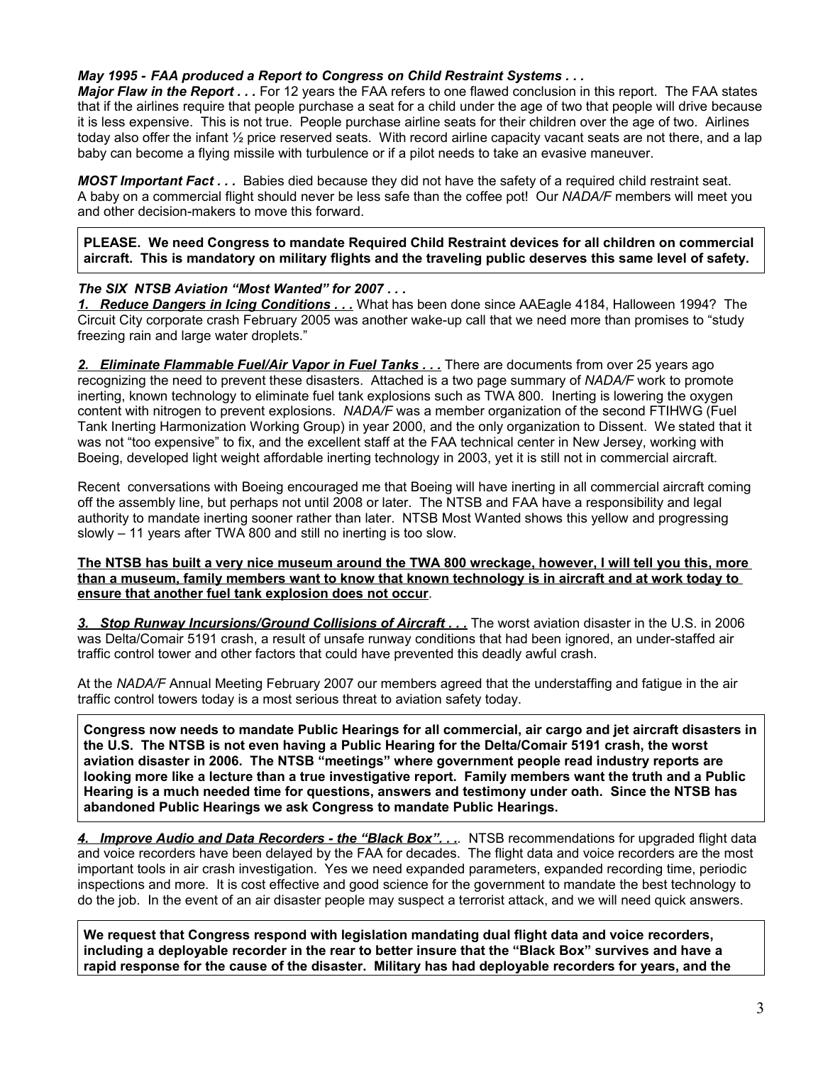***May 1995 - FAA produced a Report to Congress on Child Restraint Systems . . .***

***Major Flaw in the Report . . .*** For 12 years the FAA refers to one flawed conclusion in this report. The FAA states that if the airlines require that people purchase a seat for a child under the age of two that people will drive because it is less expensive. This is not true. People purchase airline seats for their children over the age of two. Airlines today also offer the infant ½ price reserved seats. With record airline capacity vacant seats are not there, and a lap baby can become a flying missile with turbulence or if a pilot needs to take an evasive maneuver.

***MOST Important Fact . . .*** Babies died because they did not have the safety of a required child restraint seat. A baby on a commercial flight should never be less safe than the coffee pot! Our *NADA/F* members will meet you and other decision-makers to move this forward.

**PLEASE. We need Congress to mandate Required Child Restraint devices for all children on commercial aircraft. This is mandatory on military flights and the traveling public deserves this same level of safety.**

***The SIX NTSB Aviation "Most Wanted" for 2007 . . .***

***1. Reduce Dangers in Icing Conditions . . .*** What has been done since AAEagle 4184, Halloween 1994? The Circuit City corporate crash February 2005 was another wake-up call that we need more than promises to "study freezing rain and large water droplets."

***2. Eliminate Flammable Fuel/Air Vapor in Fuel Tanks . . .*** There are documents from over 25 years ago recognizing the need to prevent these disasters. Attached is a two page summary of *NADA/F* work to promote inerting, known technology to eliminate fuel tank explosions such as TWA 800. Inerting is lowering the oxygen content with nitrogen to prevent explosions. *NADA/F* was a member organization of the second FTIHWG (Fuel Tank Inerting Harmonization Working Group) in year 2000, and the only organization to Dissent. We stated that it was not "too expensive" to fix, and the excellent staff at the FAA technical center in New Jersey, working with Boeing, developed light weight affordable inerting technology in 2003, yet it is still not in commercial aircraft.

Recent conversations with Boeing encouraged me that Boeing will have inerting in all commercial aircraft coming off the assembly line, but perhaps not until 2008 or later. The NTSB and FAA have a responsibility and legal authority to mandate inerting sooner rather than later. NTSB Most Wanted shows this yellow and progressing slowly – 11 years after TWA 800 and still no inerting is too slow.

**The NTSB has built a very nice museum around the TWA 800 wreckage, however, I will tell you this, more than a museum, family members want to know that known technology is in aircraft and at work today to ensure that another fuel tank explosion does not occur**.

***3. Stop Runway Incursions/Ground Collisions of Aircraft . . .*** The worst aviation disaster in the U.S. in 2006 was Delta/Comair 5191 crash, a result of unsafe runway conditions that had been ignored, an under-staffed air traffic control tower and other factors that could have prevented this deadly awful crash.

At the *NADA/F* Annual Meeting February 2007 our members agreed that the understaffing and fatigue in the air traffic control towers today is a most serious threat to aviation safety today.

**Congress now needs to mandate Public Hearings for all commercial, air cargo and jet aircraft disasters in the U.S. The NTSB is not even having a Public Hearing for the Delta/Comair 5191 crash, the worst aviation disaster in 2006. The NTSB "meetings" where government people read industry reports are looking more like a lecture than a true investigative report. Family members want the truth and a Public Hearing is a much needed time for questions, answers and testimony under oath. Since the NTSB has abandoned Public Hearings we ask Congress to mandate Public Hearings.**

***4. Improve Audio and Data Recorders - the "Black Box". . .***. NTSB recommendations for upgraded flight data and voice recorders have been delayed by the FAA for decades. The flight data and voice recorders are the most important tools in air crash investigation. Yes we need expanded parameters, expanded recording time, periodic inspections and more. It is cost effective and good science for the government to mandate the best technology to do the job. In the event of an air disaster people may suspect a terrorist attack, and we will need quick answers.

**We request that Congress respond with legislation mandating dual flight data and voice recorders, including a deployable recorder in the rear to better insure that the "Black Box" survives and have a rapid response for the cause of the disaster. Military has had deployable recorders for years, and the**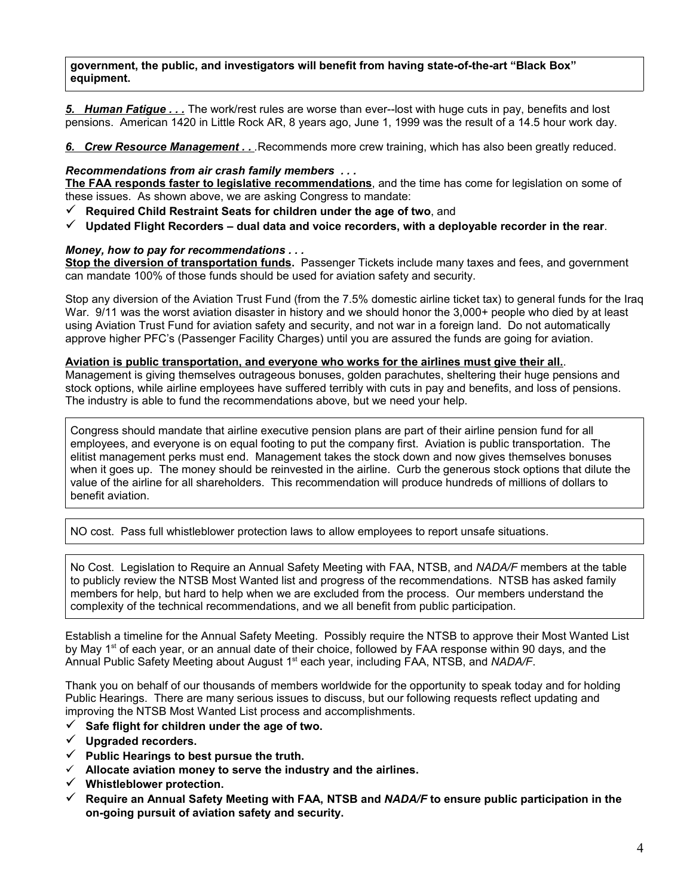**government, the public, and investigators will benefit from having state-of-the-art "Black Box" equipment.**

***5. Human Fatigue . . .*** The work/rest rules are worse than ever--lost with huge cuts in pay, benefits and lost pensions. American 1420 in Little Rock AR, 8 years ago, June 1, 1999 was the result of a 14.5 hour work day.

***6. Crew Resource Management . . .*** Recommends more crew training, which has also been greatly reduced.

***Recommendations from air crash family members . . .***

**The FAA responds faster to legislative recommendations**, and the time has come for legislation on some of these issues. As shown above, we are asking Congress to mandate:

- ✓ **Required Child Restraint Seats for children under the age of two**, and
- ✓ **Updated Flight Recorders – dual data and voice recorders, with a deployable recorder in the rear**.

***Money, how to pay for recommendations . . .***

**Stop the diversion of transportation funds.** Passenger Tickets include many taxes and fees, and government can mandate 100% of those funds should be used for aviation safety and security.

Stop any diversion of the Aviation Trust Fund (from the 7.5% domestic airline ticket tax) to general funds for the Iraq War. 9/11 was the worst aviation disaster in history and we should honor the 3,000+ people who died by at least using Aviation Trust Fund for aviation safety and security, and not war in a foreign land. Do not automatically approve higher PFC's (Passenger Facility Charges) until you are assured the funds are going for aviation.

**Aviation is public transportation, and everyone who works for the airlines must give their all.**.

Management is giving themselves outrageous bonuses, golden parachutes, sheltering their huge pensions and stock options, while airline employees have suffered terribly with cuts in pay and benefits, and loss of pensions. The industry is able to fund the recommendations above, but we need your help.

Congress should mandate that airline executive pension plans are part of their airline pension fund for all employees, and everyone is on equal footing to put the company first. Aviation is public transportation. The elitist management perks must end. Management takes the stock down and now gives themselves bonuses when it goes up. The money should be reinvested in the airline. Curb the generous stock options that dilute the value of the airline for all shareholders. This recommendation will produce hundreds of millions of dollars to benefit aviation.

NO cost. Pass full whistleblower protection laws to allow employees to report unsafe situations.

No Cost. Legislation to Require an Annual Safety Meeting with FAA, NTSB, and *NADA/F* members at the table to publicly review the NTSB Most Wanted list and progress of the recommendations. NTSB has asked family members for help, but hard to help when we are excluded from the process. Our members understand the complexity of the technical recommendations, and we all benefit from public participation.

Establish a timeline for the Annual Safety Meeting. Possibly require the NTSB to approve their Most Wanted List by May 1st of each year, or an annual date of their choice, followed by FAA response within 90 days, and the Annual Public Safety Meeting about August 1st each year, including FAA, NTSB, and *NADA/F*.

Thank you on behalf of our thousands of members worldwide for the opportunity to speak today and for holding Public Hearings. There are many serious issues to discuss, but our following requests reflect updating and improving the NTSB Most Wanted List process and accomplishments.

- ✓ **Safe flight for children under the age of two.**
- ✓ **Upgraded recorders.**
- ✓ **Public Hearings to best pursue the truth.**
- ✓ **Allocate aviation money to serve the industry and the airlines.**
- ✓ **Whistleblower protection.**
- ✓ **Require an Annual Safety Meeting with FAA, NTSB and *NADA/F* to ensure public participation in the on-going pursuit of aviation safety and security.**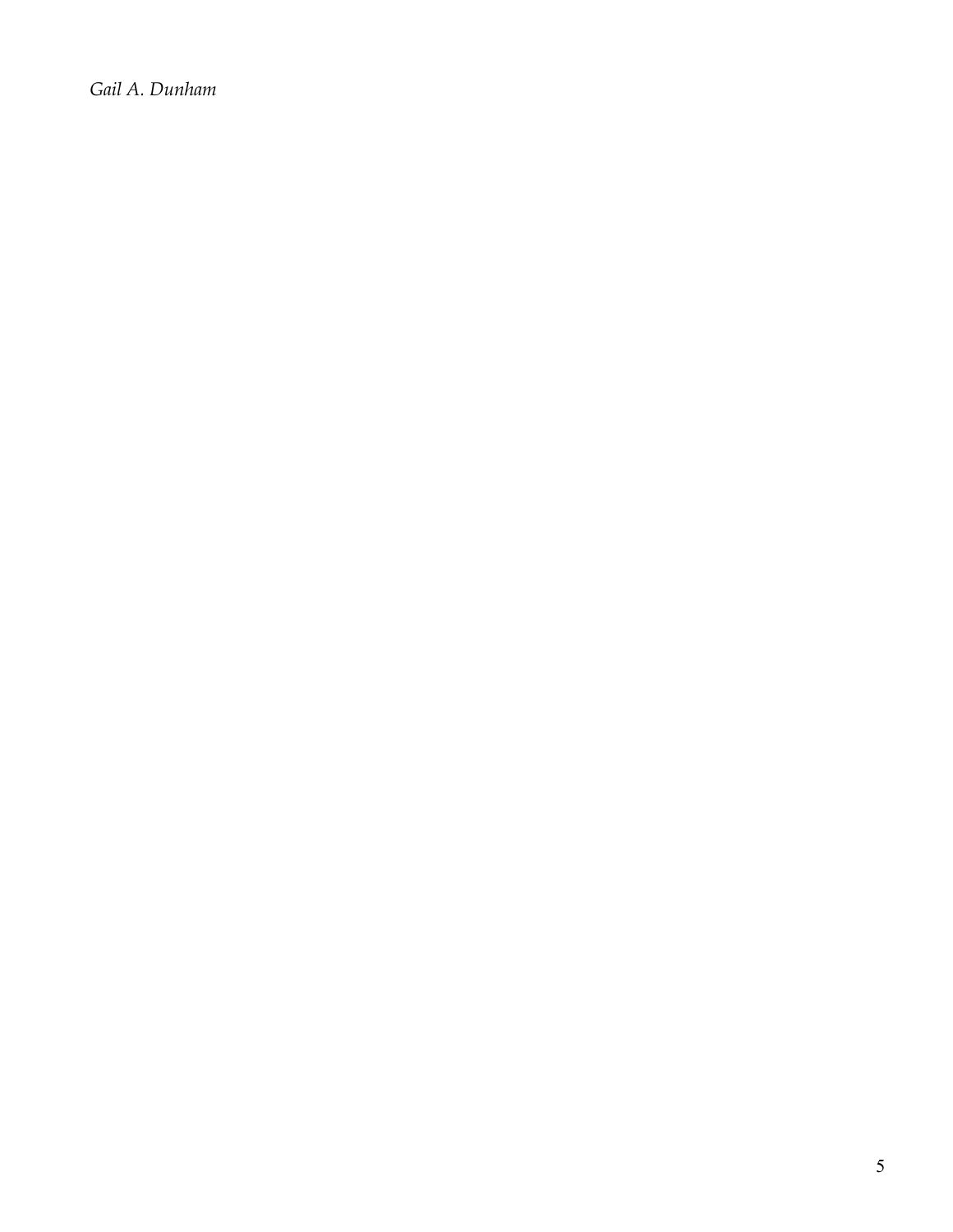*Gail A. Dunham*